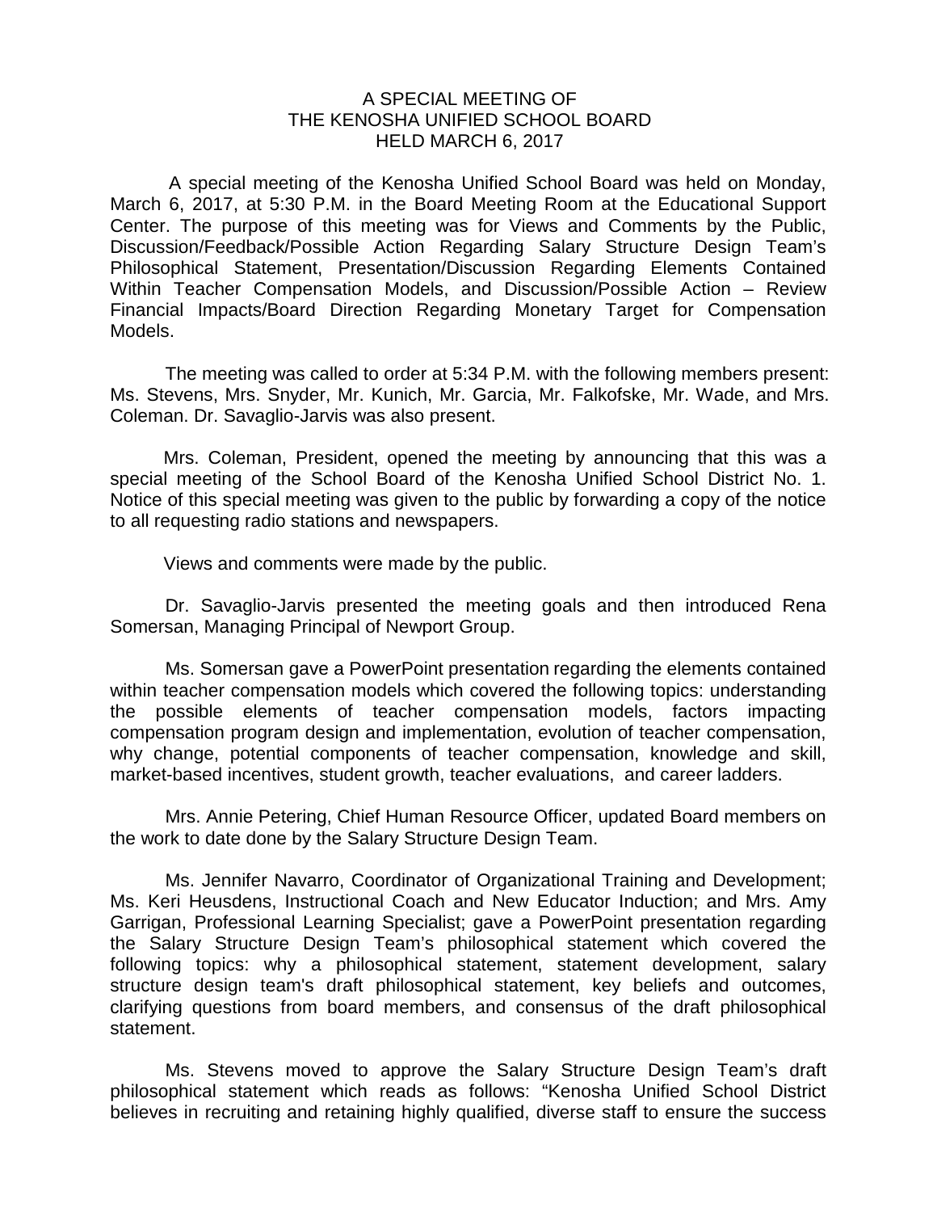# A SPECIAL MEETING OF
# THE KENOSHA UNIFIED SCHOOL BOARD
# HELD MARCH 6, 2017

A special meeting of the Kenosha Unified School Board was held on Monday, March 6, 2017, at 5:30 P.M. in the Board Meeting Room at the Educational Support Center. The purpose of this meeting was for Views and Comments by the Public, Discussion/Feedback/Possible Action Regarding Salary Structure Design Team's Philosophical Statement, Presentation/Discussion Regarding Elements Contained Within Teacher Compensation Models, and Discussion/Possible Action – Review Financial Impacts/Board Direction Regarding Monetary Target for Compensation Models.

The meeting was called to order at 5:34 P.M. with the following members present: Ms. Stevens, Mrs. Snyder, Mr. Kunich, Mr. Garcia, Mr. Falkofske, Mr. Wade, and Mrs. Coleman. Dr. Savaglio-Jarvis was also present.

Mrs. Coleman, President, opened the meeting by announcing that this was a special meeting of the School Board of the Kenosha Unified School District No. 1. Notice of this special meeting was given to the public by forwarding a copy of the notice to all requesting radio stations and newspapers.

Views and comments were made by the public.

Dr. Savaglio-Jarvis presented the meeting goals and then introduced Rena Somersan, Managing Principal of Newport Group.

Ms. Somersan gave a PowerPoint presentation regarding the elements contained within teacher compensation models which covered the following topics: understanding the possible elements of teacher compensation models, factors impacting compensation program design and implementation, evolution of teacher compensation, why change, potential components of teacher compensation, knowledge and skill, market-based incentives, student growth, teacher evaluations, and career ladders.

Mrs. Annie Petering, Chief Human Resource Officer, updated Board members on the work to date done by the Salary Structure Design Team.

Ms. Jennifer Navarro, Coordinator of Organizational Training and Development; Ms. Keri Heusdens, Instructional Coach and New Educator Induction; and Mrs. Amy Garrigan, Professional Learning Specialist; gave a PowerPoint presentation regarding the Salary Structure Design Team's philosophical statement which covered the following topics: why a philosophical statement, statement development, salary structure design team's draft philosophical statement, key beliefs and outcomes, clarifying questions from board members, and consensus of the draft philosophical statement.

Ms. Stevens moved to approve the Salary Structure Design Team's draft philosophical statement which reads as follows: "Kenosha Unified School District believes in recruiting and retaining highly qualified, diverse staff to ensure the success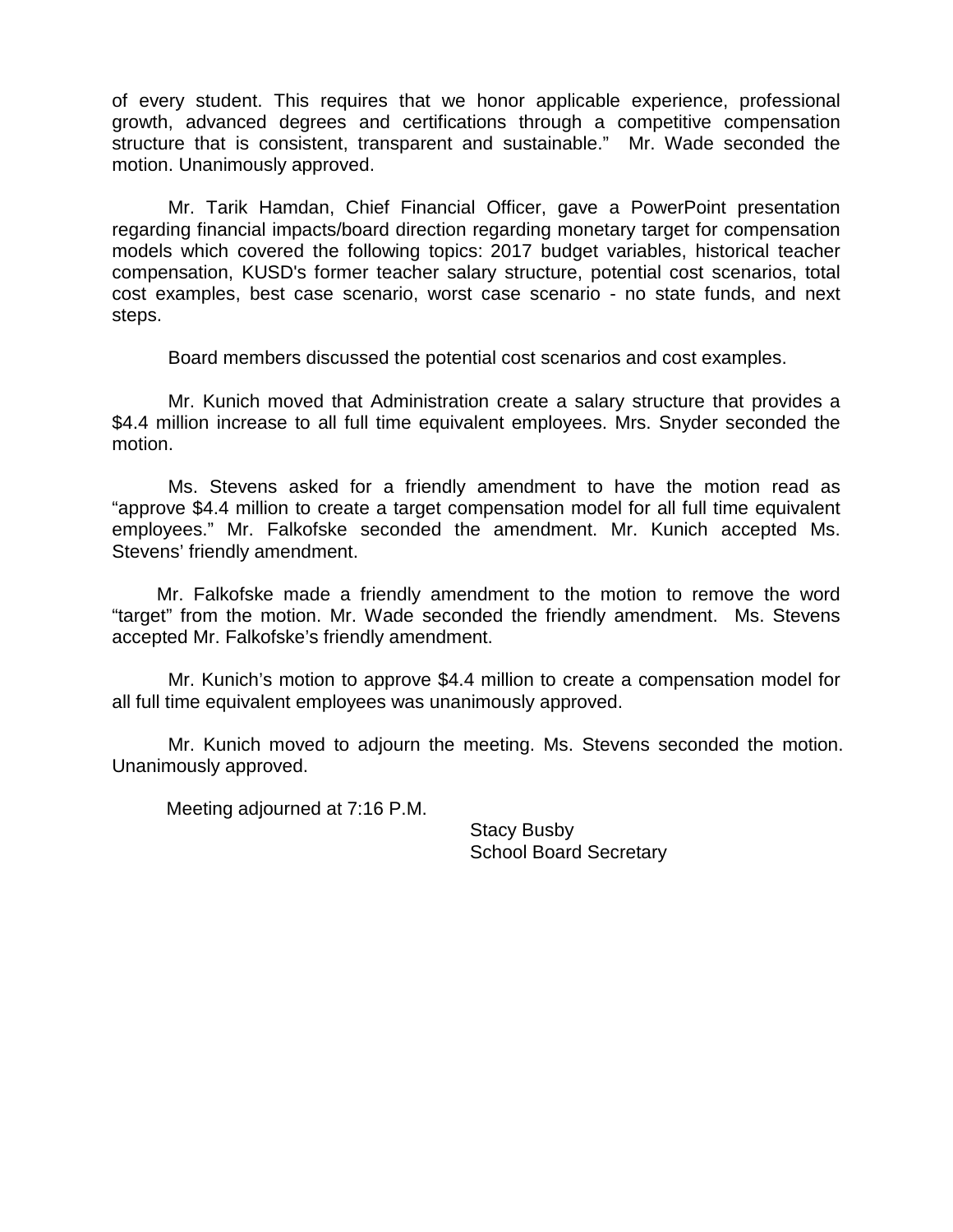of every student. This requires that we honor applicable experience, professional growth, advanced degrees and certifications through a competitive compensation structure that is consistent, transparent and sustainable." Mr. Wade seconded the motion. Unanimously approved.

Mr. Tarik Hamdan, Chief Financial Officer, gave a PowerPoint presentation regarding financial impacts/board direction regarding monetary target for compensation models which covered the following topics: 2017 budget variables, historical teacher compensation, KUSD's former teacher salary structure, potential cost scenarios, total cost examples, best case scenario, worst case scenario - no state funds, and next steps.

Board members discussed the potential cost scenarios and cost examples.

Mr. Kunich moved that Administration create a salary structure that provides a $4.4 million increase to all full time equivalent employees. Mrs. Snyder seconded the motion.

Ms. Stevens asked for a friendly amendment to have the motion read as "approve $4.4 million to create a target compensation model for all full time equivalent employees." Mr. Falkofske seconded the amendment. Mr. Kunich accepted Ms. Stevens' friendly amendment.

Mr. Falkofske made a friendly amendment to the motion to remove the word "target" from the motion. Mr. Wade seconded the friendly amendment. Ms. Stevens accepted Mr. Falkofske's friendly amendment.

Mr. Kunich's motion to approve $4.4 million to create a compensation model for all full time equivalent employees was unanimously approved.

Mr. Kunich moved to adjourn the meeting. Ms. Stevens seconded the motion. Unanimously approved.

Meeting adjourned at 7:16 P.M.

Stacy Busby
School Board Secretary